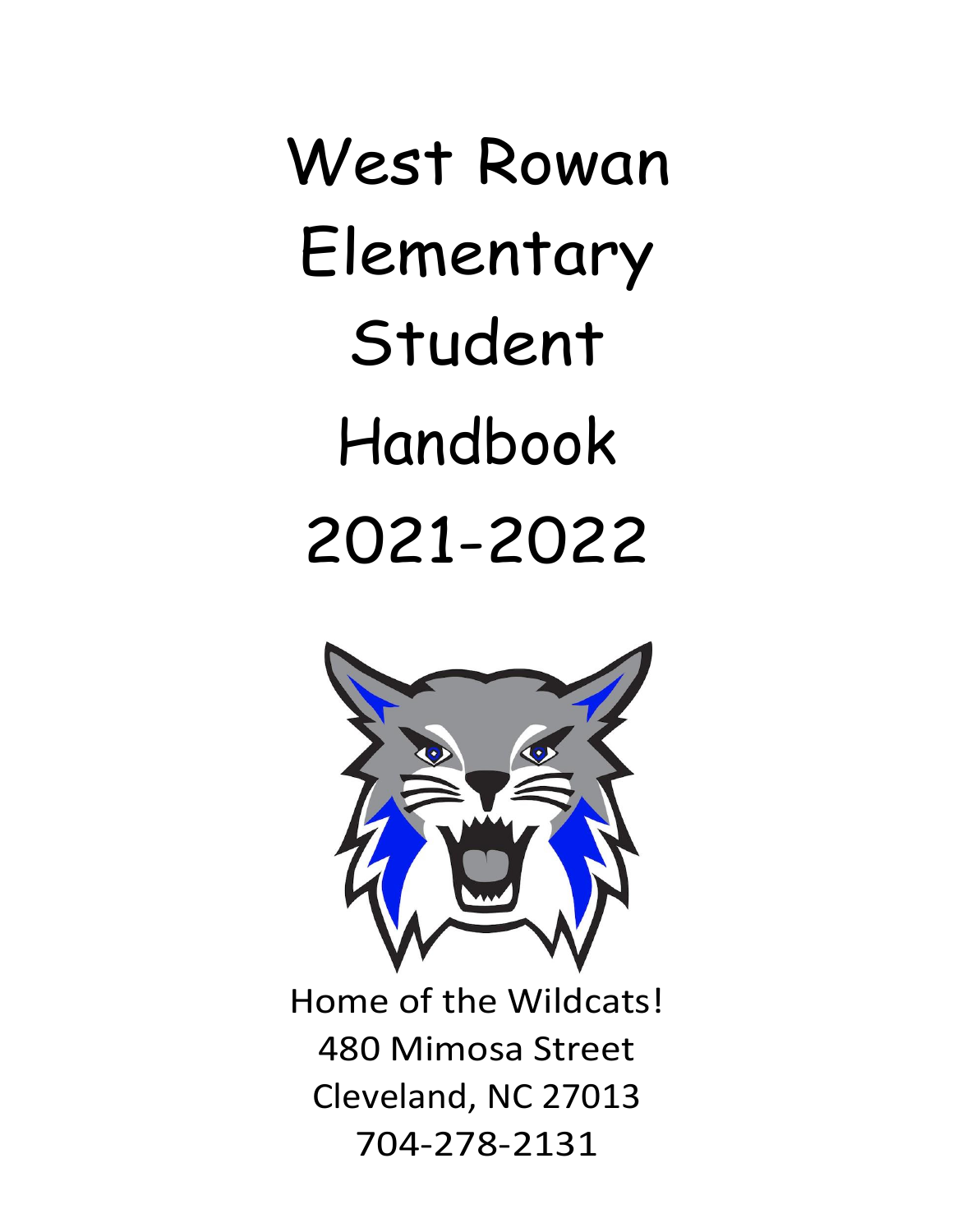# West Rowan Elementary Student Handbook 2021-2022

Home of the Wildcats!

480 Mimosa Street

Cleveland, NC 27013

704-278-2131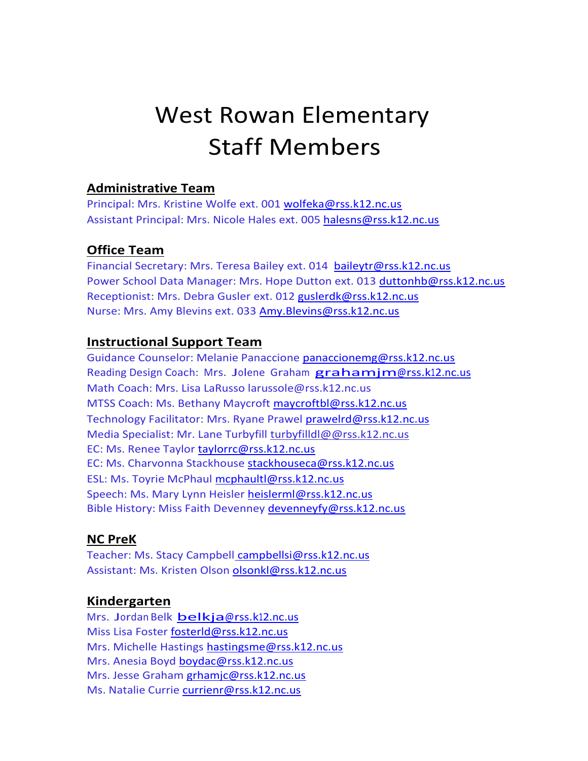# West Rowan Elementary Staff Members

**Administrative Team**

Principal: Mrs. Kristine Wolfe ext. 001 wolfeka@rss.k12.nc.us
Assistant Principal: Mrs. Nicole Hales ext. 005 halesns@rss.k12.nc.us

**Office Team**

Financial Secretary: Mrs. Teresa Bailey ext. 014 baileytr@rss.k12.nc.us
Power School Data Manager: Mrs. Hope Dutton ext. 013 duttonhb@rss.k12.nc.us
Receptionist: Mrs. Debra Gusler ext. 012 guslerdk@rss.k12.nc.us
Nurse: Mrs. Amy Blevins ext. 033 Amy.Blevins@rss.k12.nc.us

**Instructional Support Team**

Guidance Counselor: Melanie Panaccione panaccionemg@rss.k12.nc.us
Reading Design Coach: Mrs. Jolene Graham grahamjm@rss.k12.nc.us
Math Coach: Mrs. Lisa LaRusso larussole@rss.k12.nc.us
MTSS Coach: Ms. Bethany Maycroft maycroftbl@rss.k12.nc.us
Technology Facilitator: Mrs. Ryane Prawel prawelrd@rss.k12.nc.us
Media Specialist: Mr. Lane Turbyfill turbyfilldl@@rss.k12.nc.us
EC: Ms. Renee Taylor taylorrc@rss.k12.nc.us
EC: Ms. Charvonna Stackhouse stackhouseca@rss.k12.nc.us
ESL: Ms. Toyrie McPhaul mcphaultl@rss.k12.nc.us
Speech: Ms. Mary Lynn Heisler heislerml@rss.k12.nc.us
Bible History: Miss Faith Devenney devenneyfy@rss.k12.nc.us

**NC PreK**

Teacher: Ms. Stacy Campbell campbellsi@rss.k12.nc.us
Assistant: Ms. Kristen Olson olsonkl@rss.k12.nc.us

**Kindergarten**

Mrs. Jordan Belk belkja@rss.k12.nc.us
Miss Lisa Foster fosterld@rss.k12.nc.us
Mrs. Michelle Hastings hastingsme@rss.k12.nc.us
Mrs. Anesia Boyd boydac@rss.k12.nc.us
Mrs. Jesse Graham grhamjc@rss.k12.nc.us
Ms. Natalie Currie currienr@rss.k12.nc.us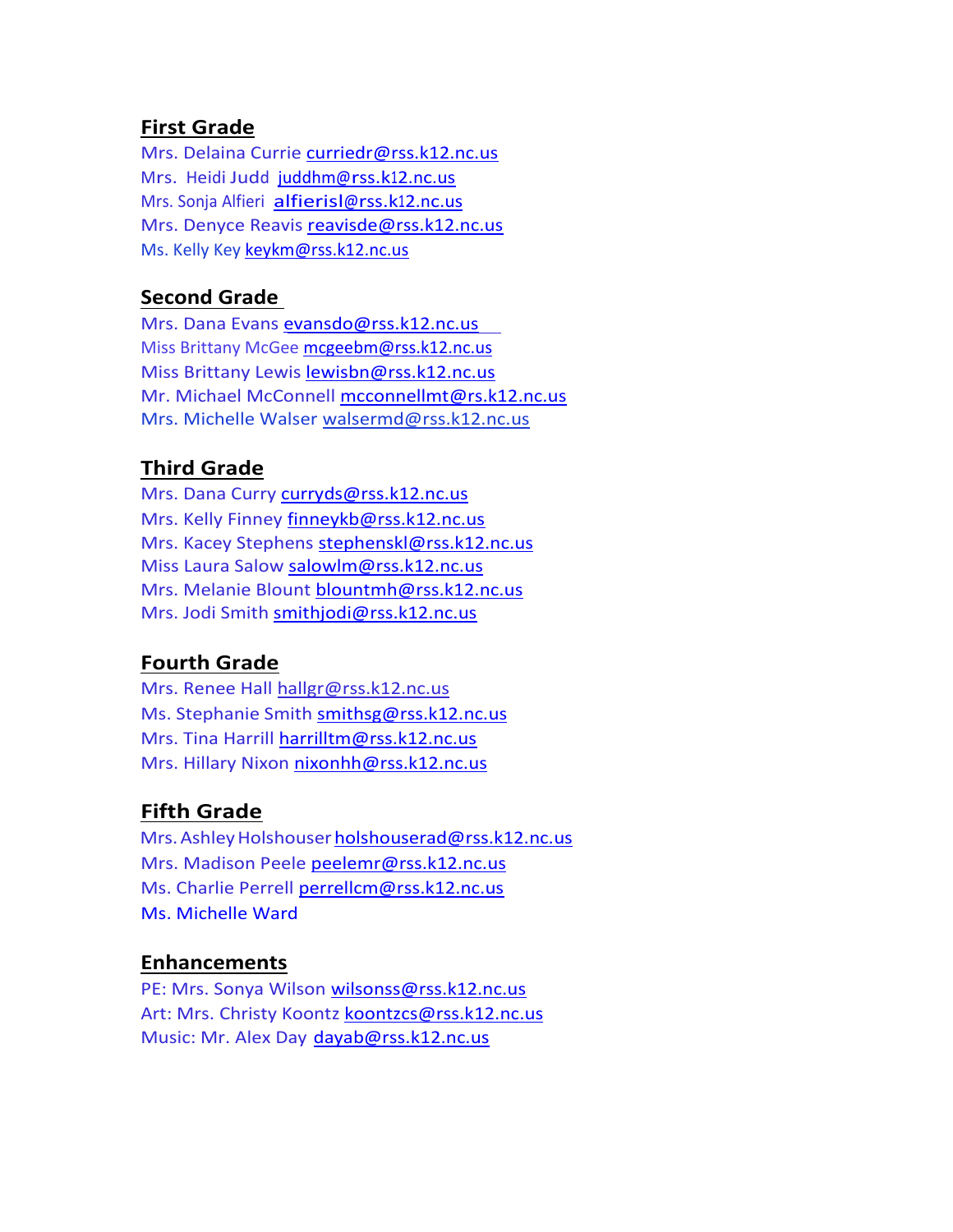## First Grade

Mrs. Delaina Currie curriedr@rss.k12.nc.us
Mrs. Heidi Judd juddhm@rss.k12.nc.us
Mrs. Sonja Alfieri alfierisl@rss.k12.nc.us
Mrs. Denyce Reavis reavisde@rss.k12.nc.us
Ms. Kelly Key keykm@rss.k12.nc.us

## Second Grade

Mrs. Dana Evans evansdo@rss.k12.nc.us
Miss Brittany McGee mcgeebm@rss.k12.nc.us
Miss Brittany Lewis lewisbn@rss.k12.nc.us
Mr. Michael McConnell mcconnellmt@rs.k12.nc.us
Mrs. Michelle Walser walsermd@rss.k12.nc.us

## Third Grade

Mrs. Dana Curry curryds@rss.k12.nc.us
Mrs. Kelly Finney finneykb@rss.k12.nc.us
Mrs. Kacey Stephens stephenskl@rss.k12.nc.us
Miss Laura Salow salowlm@rss.k12.nc.us
Mrs. Melanie Blount blountmh@rss.k12.nc.us
Mrs. Jodi Smith smithjodi@rss.k12.nc.us

## Fourth Grade

Mrs. Renee Hall hallgr@rss.k12.nc.us
Ms. Stephanie Smith smithsg@rss.k12.nc.us
Mrs. Tina Harrill harrilltm@rss.k12.nc.us
Mrs. Hillary Nixon nixonhh@rss.k12.nc.us

## Fifth Grade

Mrs. Ashley Holshouser holshouserad@rss.k12.nc.us
Mrs. Madison Peele peelemr@rss.k12.nc.us
Ms. Charlie Perrell perrellcm@rss.k12.nc.us
Ms. Michelle Ward

## Enhancements

PE: Mrs. Sonya Wilson wilsonss@rss.k12.nc.us
Art: Mrs. Christy Koontz koontzcs@rss.k12.nc.us
Music: Mr. Alex Day dayab@rss.k12.nc.us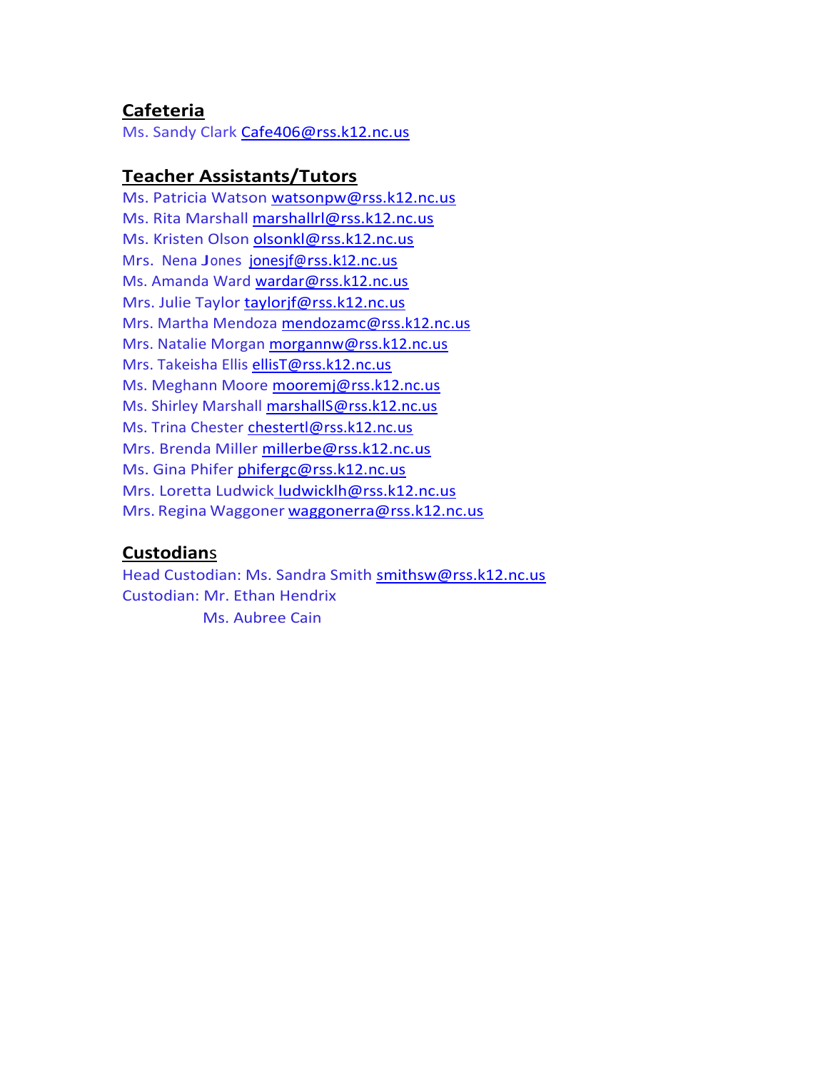## Cafeteria

Ms. Sandy Clark Cafe406@rss.k12.nc.us

## Teacher Assistants/Tutors

Ms. Patricia Watson watsonpw@rss.k12.nc.us
Ms. Rita Marshall marshallrl@rss.k12.nc.us
Ms. Kristen Olson olsonkl@rss.k12.nc.us
Mrs. Nena Jones jonesjf@rss.k12.nc.us
Ms. Amanda Ward wardar@rss.k12.nc.us
Mrs. Julie Taylor taylorjf@rss.k12.nc.us
Mrs. Martha Mendoza mendozamc@rss.k12.nc.us
Mrs. Natalie Morgan morgannw@rss.k12.nc.us
Mrs. Takeisha Ellis ellisT@rss.k12.nc.us
Ms. Meghann Moore mooremj@rss.k12.nc.us
Ms. Shirley Marshall marshallS@rss.k12.nc.us
Ms. Trina Chester chestertl@rss.k12.nc.us
Mrs. Brenda Miller millerbe@rss.k12.nc.us
Ms. Gina Phifer phifergc@rss.k12.nc.us
Mrs. Loretta Ludwick ludwicklh@rss.k12.nc.us
Mrs. Regina Waggoner waggonerra@rss.k12.nc.us

## Custodians

Head Custodian: Ms. Sandra Smith smithsw@rss.k12.nc.us
Custodian: Mr. Ethan Hendrix
Ms. Aubree Cain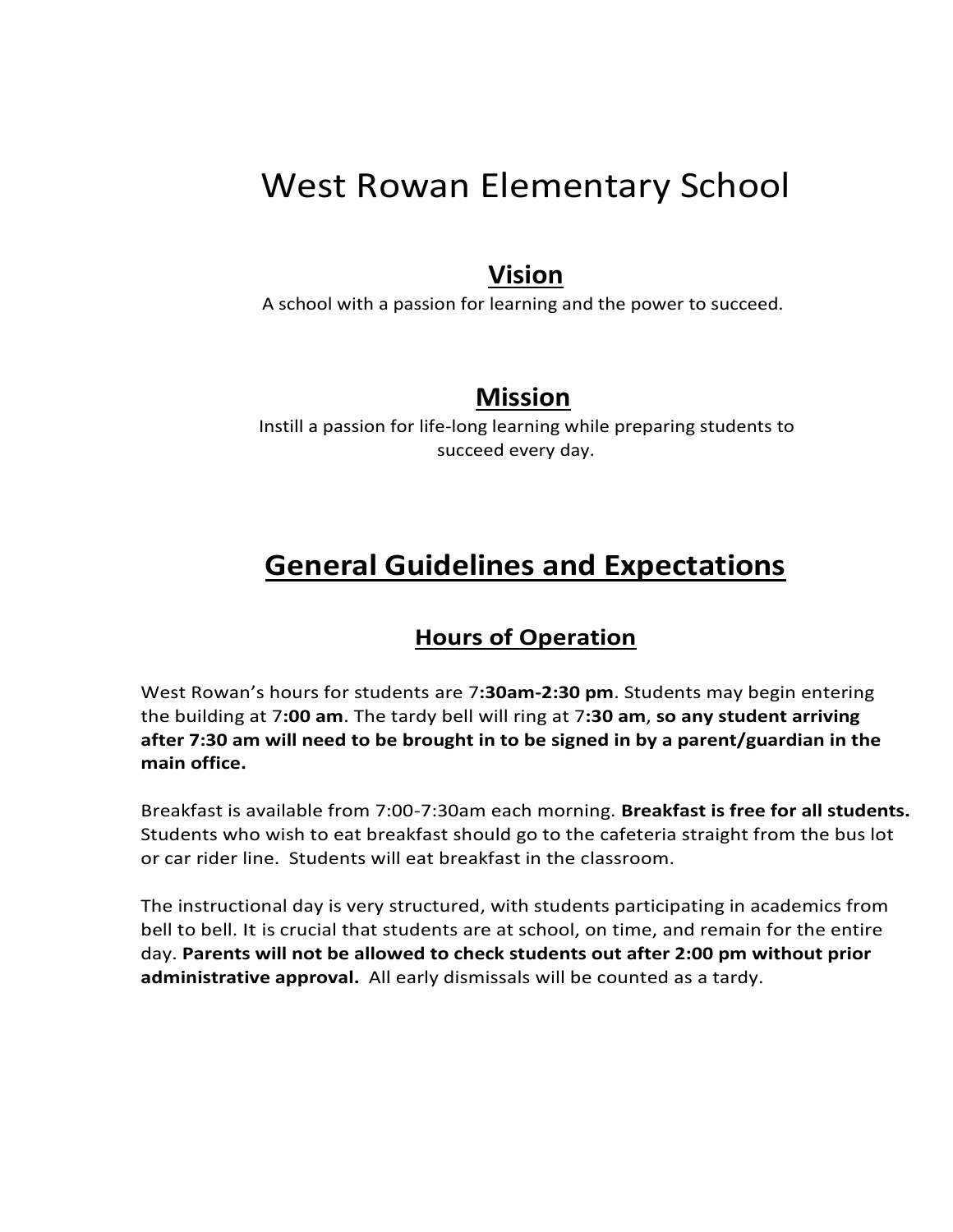# West Rowan Elementary School

## Vision

A school with a passion for learning and the power to succeed.

## Mission

Instill a passion for life-long learning while preparing students to succeed every day.

## General Guidelines and Expectations

### Hours of Operation

West Rowan's hours for students are 7**:30am-2:30 pm**. Students may begin entering the building at 7**:00 am**. The tardy bell will ring at 7**:30 am**, **so any student arriving after 7:30 am will need to be brought in to be signed in by a parent/guardian in the main office.**

Breakfast is available from 7:00-7:30am each morning. **Breakfast is free for all students.** Students who wish to eat breakfast should go to the cafeteria straight from the bus lot or car rider line. Students will eat breakfast in the classroom.

The instructional day is very structured, with students participating in academics from bell to bell. It is crucial that students are at school, on time, and remain for the entire day. **Parents will not be allowed to check students out after 2:00 pm without prior administrative approval.** All early dismissals will be counted as a tardy.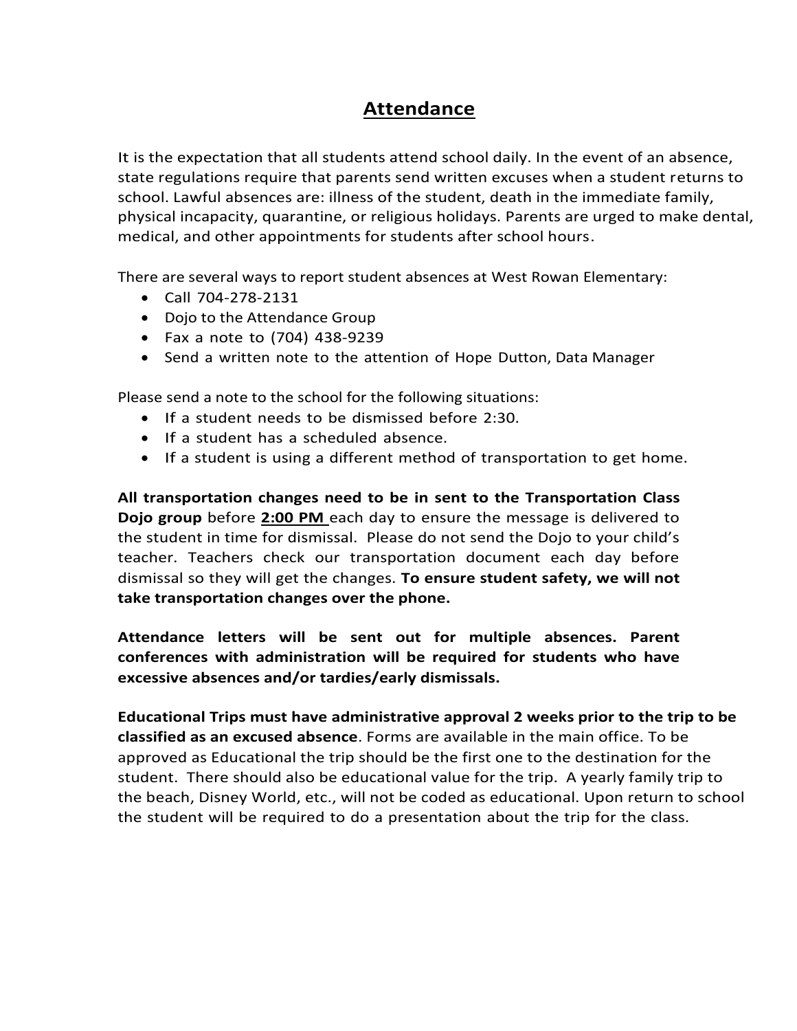# Attendance

It is the expectation that all students attend school daily. In the event of an absence, state regulations require that parents send written excuses when a student returns to school. Lawful absences are: illness of the student, death in the immediate family, physical incapacity, quarantine, or religious holidays. Parents are urged to make dental, medical, and other appointments for students after school hours.

There are several ways to report student absences at West Rowan Elementary:

- Call 704-278-2131
- Dojo to the Attendance Group
- Fax a note to (704) 438-9239
- Send a written note to the attention of Hope Dutton, Data Manager

Please send a note to the school for the following situations:

- If a student needs to be dismissed before 2:30.
- If a student has a scheduled absence.
- If a student is using a different method of transportation to get home.

**All transportation changes need to be in sent to the Transportation Class Dojo group** before **2:00 PM** each day to ensure the message is delivered to the student in time for dismissal. Please do not send the Dojo to your child's teacher. Teachers check our transportation document each day before dismissal so they will get the changes. **To ensure student safety, we will not take transportation changes over the phone.**

**Attendance letters will be sent out for multiple absences. Parent conferences with administration will be required for students who have excessive absences and/or tardies/early dismissals.**

**Educational Trips must have administrative approval 2 weeks prior to the trip to be classified as an excused absence**. Forms are available in the main office. To be approved as Educational the trip should be the first one to the destination for the student. There should also be educational value for the trip. A yearly family trip to the beach, Disney World, etc., will not be coded as educational. Upon return to school the student will be required to do a presentation about the trip for the class.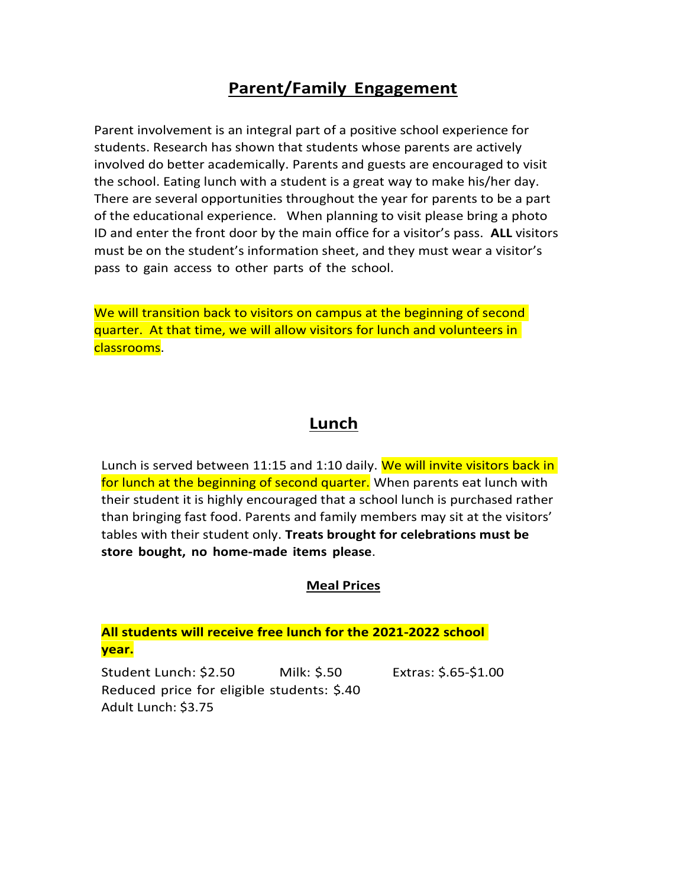## Parent/Family Engagement

Parent involvement is an integral part of a positive school experience for students. Research has shown that students whose parents are actively involved do better academically. Parents and guests are encouraged to visit the school. Eating lunch with a student is a great way to make his/her day. There are several opportunities throughout the year for parents to be a part of the educational experience. When planning to visit please bring a photo ID and enter the front door by the main office for a visitor's pass. **ALL** visitors must be on the student's information sheet, and they must wear a visitor's pass to gain access to other parts of the school.

We will transition back to visitors on campus at the beginning of second quarter. At that time, we will allow visitors for lunch and volunteers in classrooms.

## Lunch

Lunch is served between 11:15 and 1:10 daily. We will invite visitors back in for lunch at the beginning of second quarter. When parents eat lunch with their student it is highly encouraged that a school lunch is purchased rather than bringing fast food. Parents and family members may sit at the visitors' tables with their student only. **Treats brought for celebrations must be store bought, no home-made items please**.

### Meal Prices

**All students will receive free lunch for the 2021-2022 school year.**

Student Lunch: $2.50 Milk: $.50 Extras: $.65-$1.00
Reduced price for eligible students: $.40
Adult Lunch: $3.75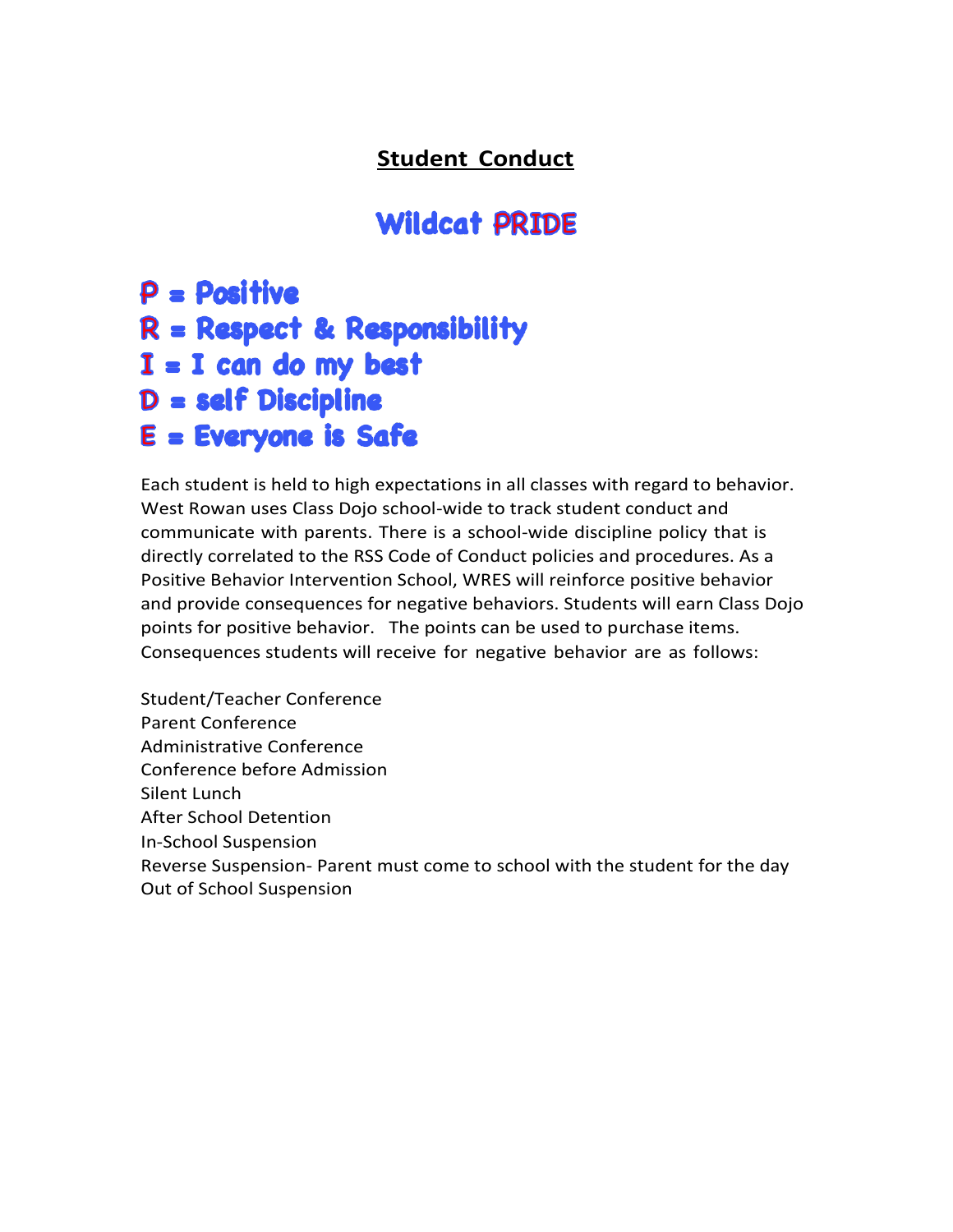## Student Conduct

## Wildcat PRIDE

**P = Positive**
**R = Respect & Responsibility**
**I = I can do my best**
**D = self Discipline**
**E = Everyone is Safe**

Each student is held to high expectations in all classes with regard to behavior. West Rowan uses Class Dojo school-wide to track student conduct and communicate with parents. There is a school-wide discipline policy that is directly correlated to the RSS Code of Conduct policies and procedures. As a Positive Behavior Intervention School, WRES will reinforce positive behavior and provide consequences for negative behaviors. Students will earn Class Dojo points for positive behavior. The points can be used to purchase items. Consequences students will receive for negative behavior are as follows:

Student/Teacher Conference
Parent Conference
Administrative Conference
Conference before Admission
Silent Lunch
After School Detention
In-School Suspension
Reverse Suspension- Parent must come to school with the student for the day
Out of School Suspension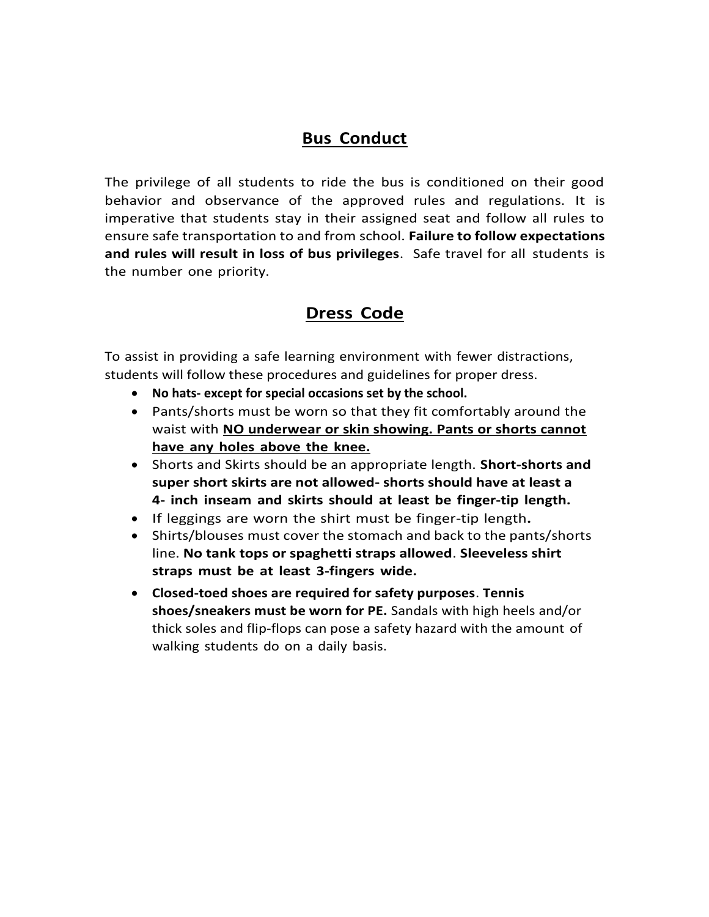## Bus Conduct

The privilege of all students to ride the bus is conditioned on their good behavior and observance of the approved rules and regulations. It is imperative that students stay in their assigned seat and follow all rules to ensure safe transportation to and from school. **Failure to follow expectations and rules will result in loss of bus privileges**. Safe travel for all students is the number one priority.

## Dress Code

To assist in providing a safe learning environment with fewer distractions, students will follow these procedures and guidelines for proper dress.

- **No hats- except for special occasions set by the school.**
- Pants/shorts must be worn so that they fit comfortably around the waist with **NO underwear or skin showing. Pants or shorts cannot have any holes above the knee.**
- Shorts and Skirts should be an appropriate length. **Short-shorts and super short skirts are not allowed- shorts should have at least a 4- inch inseam and skirts should at least be finger-tip length.**
- If leggings are worn the shirt must be finger-tip length**.**
- Shirts/blouses must cover the stomach and back to the pants/shorts line. **No tank tops or spaghetti straps allowed**. **Sleeveless shirt straps must be at least 3-fingers wide.**
- **Closed-toed shoes are required for safety purposes**. **Tennis shoes/sneakers must be worn for PE.** Sandals with high heels and/or thick soles and flip-flops can pose a safety hazard with the amount of walking students do on a daily basis.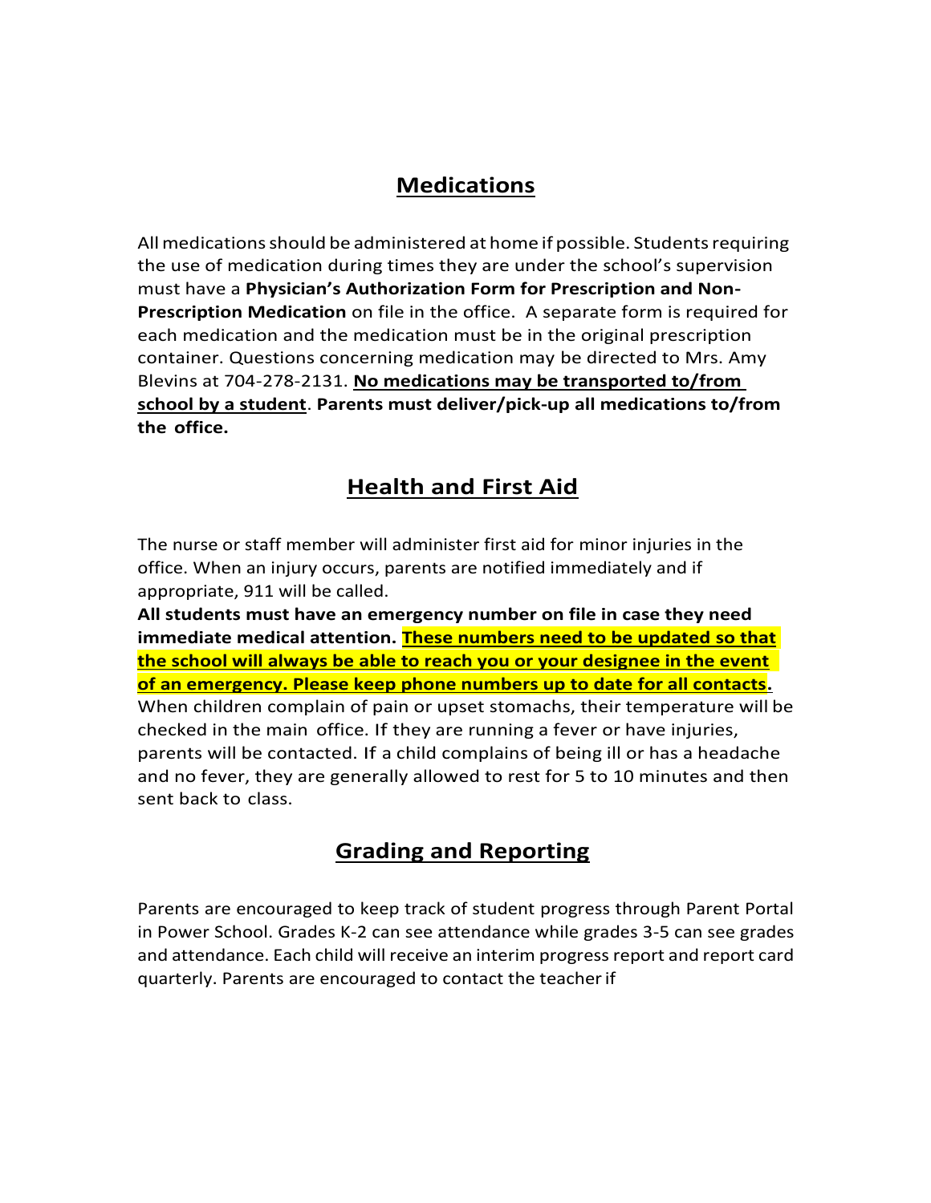## Medications

All medications should be administered at home if possible. Students requiring the use of medication during times they are under the school's supervision must have a **Physician's Authorization Form for Prescription and Non-Prescription Medication** on file in the office. A separate form is required for each medication and the medication must be in the original prescription container. Questions concerning medication may be directed to Mrs. Amy Blevins at 704-278-2131. **No medications may be transported to/from school by a student**. **Parents must deliver/pick-up all medications to/from the office.**

## Health and First Aid

The nurse or staff member will administer first aid for minor injuries in the office. When an injury occurs, parents are notified immediately and if appropriate, 911 will be called.

**All students must have an emergency number on file in case they need immediate medical attention. These numbers need to be updated so that the school will always be able to reach you or your designee in the event of an emergency. Please keep phone numbers up to date for all contacts.**

When children complain of pain or upset stomachs, their temperature will be checked in the main office. If they are running a fever or have injuries, parents will be contacted. If a child complains of being ill or has a headache and no fever, they are generally allowed to rest for 5 to 10 minutes and then sent back to class.

## Grading and Reporting

Parents are encouraged to keep track of student progress through Parent Portal in Power School. Grades K-2 can see attendance while grades 3-5 can see grades and attendance. Each child will receive an interim progress report and report card quarterly. Parents are encouraged to contact the teacher if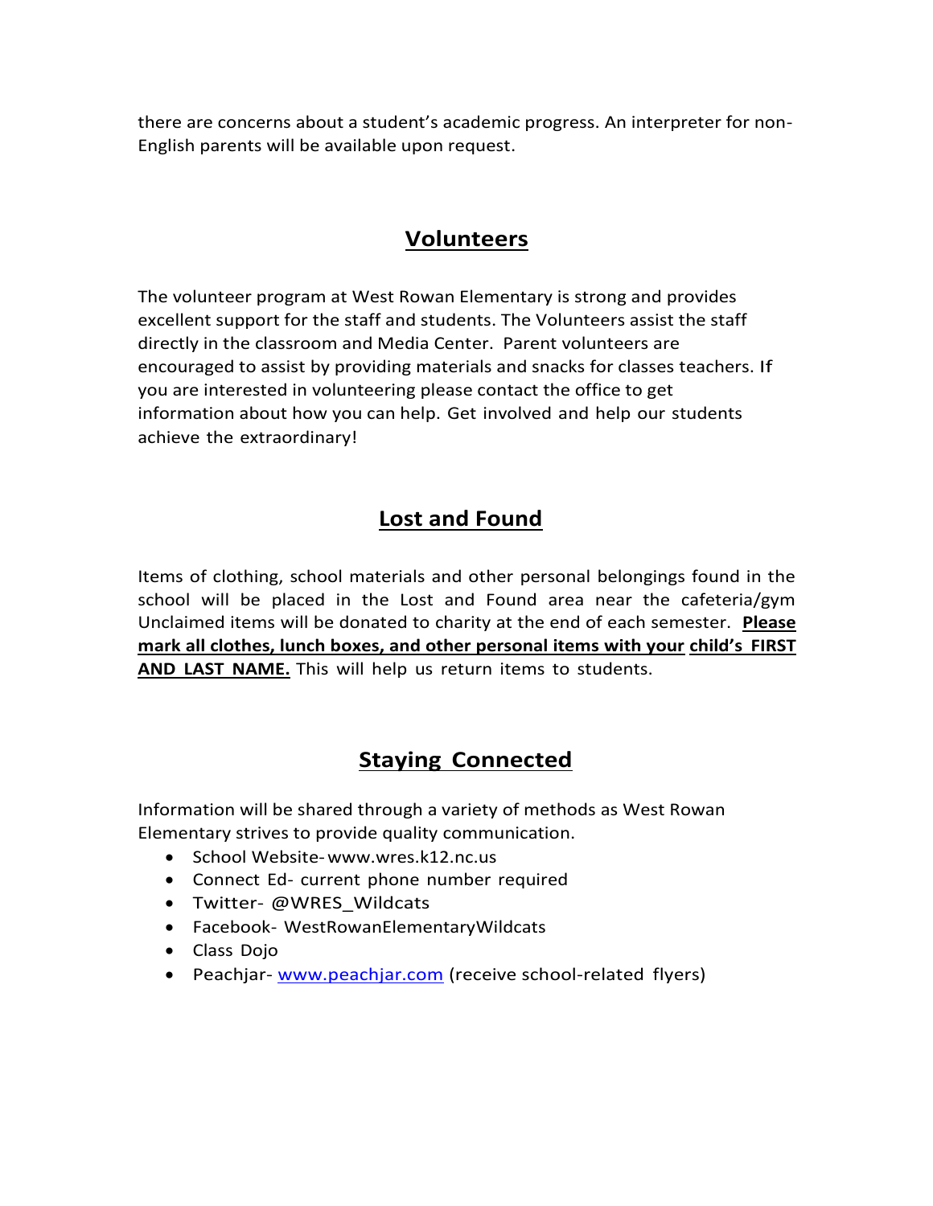there are concerns about a student's academic progress. An interpreter for non-English parents will be available upon request.

## Volunteers

The volunteer program at West Rowan Elementary is strong and provides excellent support for the staff and students. The Volunteers assist the staff directly in the classroom and Media Center. Parent volunteers are encouraged to assist by providing materials and snacks for classes teachers. If you are interested in volunteering please contact the office to get information about how you can help. Get involved and help our students achieve the extraordinary!

## Lost and Found

Items of clothing, school materials and other personal belongings found in the school will be placed in the Lost and Found area near the cafeteria/gym Unclaimed items will be donated to charity at the end of each semester. **Please mark all clothes, lunch boxes, and other personal items with your child's FIRST AND LAST NAME.** This will help us return items to students.

## Staying Connected

Information will be shared through a variety of methods as West Rowan Elementary strives to provide quality communication.

- School Website- www.wres.k12.nc.us
- Connect Ed- current phone number required
- Twitter- @WRES_Wildcats
- Facebook- WestRowanElementaryWildcats
- Class Dojo
- Peachjar- www.peachjar.com (receive school-related flyers)